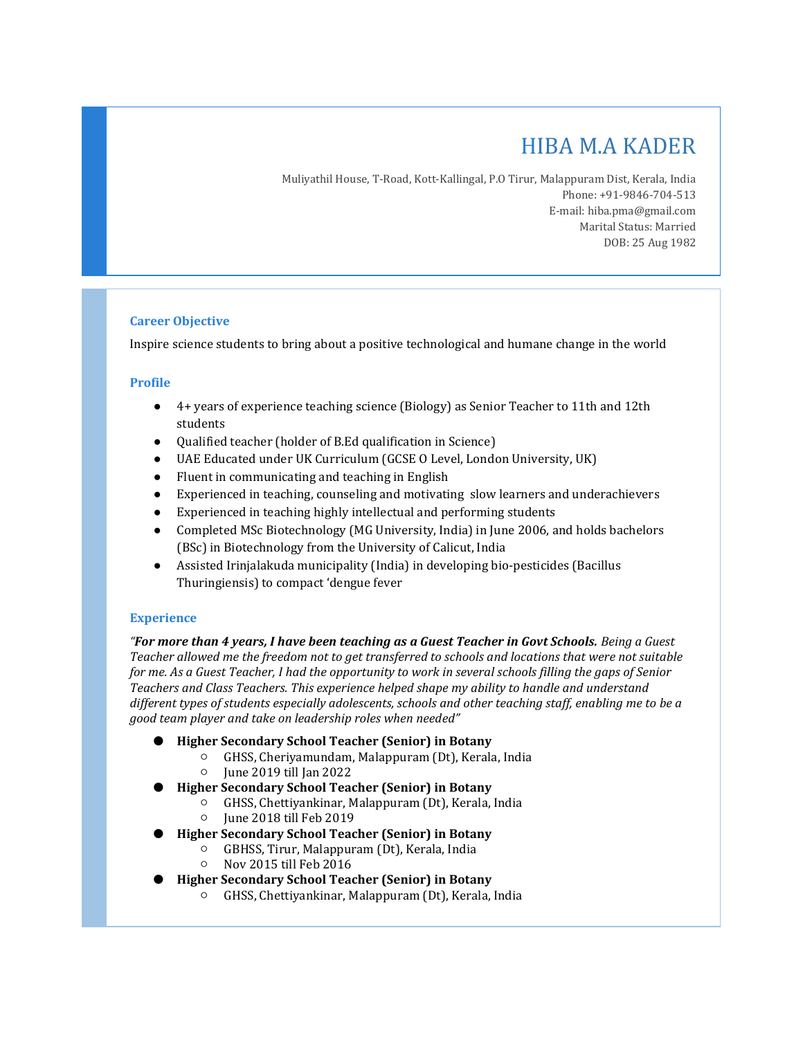# HIBA M.A KADER

Muliyathil House, T-Road, Kott-Kallingal, P.O Tirur, Malappuram Dist, Kerala, India
Phone: +91-9846-704-513
E-mail: hiba.pma@gmail.com
Marital Status: Married
DOB: 25 Aug 1982

## Career Objective

Inspire science students to bring about a positive technological and humane change in the world

## Profile

- 4+ years of experience teaching science (Biology) as Senior Teacher to 11th and 12th students
- Qualified teacher (holder of B.Ed qualification in Science)
- UAE Educated under UK Curriculum (GCSE O Level, London University, UK)
- Fluent in communicating and teaching in English
- Experienced in teaching, counseling and motivating slow learners and underachievers
- Experienced in teaching highly intellectual and performing students
- Completed MSc Biotechnology (MG University, India) in June 2006, and holds bachelors (BSc) in Biotechnology from the University of Calicut, India
- Assisted Irinjalakuda municipality (India) in developing bio-pesticides (Bacillus Thuringiensis) to compact 'dengue fever

## Experience

*"**For more than 4 years, I have been teaching as a Guest Teacher in Govt Schools.** Being a Guest Teacher allowed me the freedom not to get transferred to schools and locations that were not suitable for me. As a Guest Teacher, I had the opportunity to work in several schools filling the gaps of Senior Teachers and Class Teachers. This experience helped shape my ability to handle and understand different types of students especially adolescents, schools and other teaching staff, enabling me to be a good team player and take on leadership roles when needed"*

- **Higher Secondary School Teacher (Senior) in Botany**
  - GHSS, Cheriyamundam, Malappuram (Dt), Kerala, India
  - June 2019 till Jan 2022
- **Higher Secondary School Teacher (Senior) in Botany**
  - GHSS, Chettiyankinar, Malappuram (Dt), Kerala, India
  - June 2018 till Feb 2019
- **Higher Secondary School Teacher (Senior) in Botany**
  - GBHSS, Tirur, Malappuram (Dt), Kerala, India
  - Nov 2015 till Feb 2016
- **Higher Secondary School Teacher (Senior) in Botany**
  - GHSS, Chettiyankinar, Malappuram (Dt), Kerala, India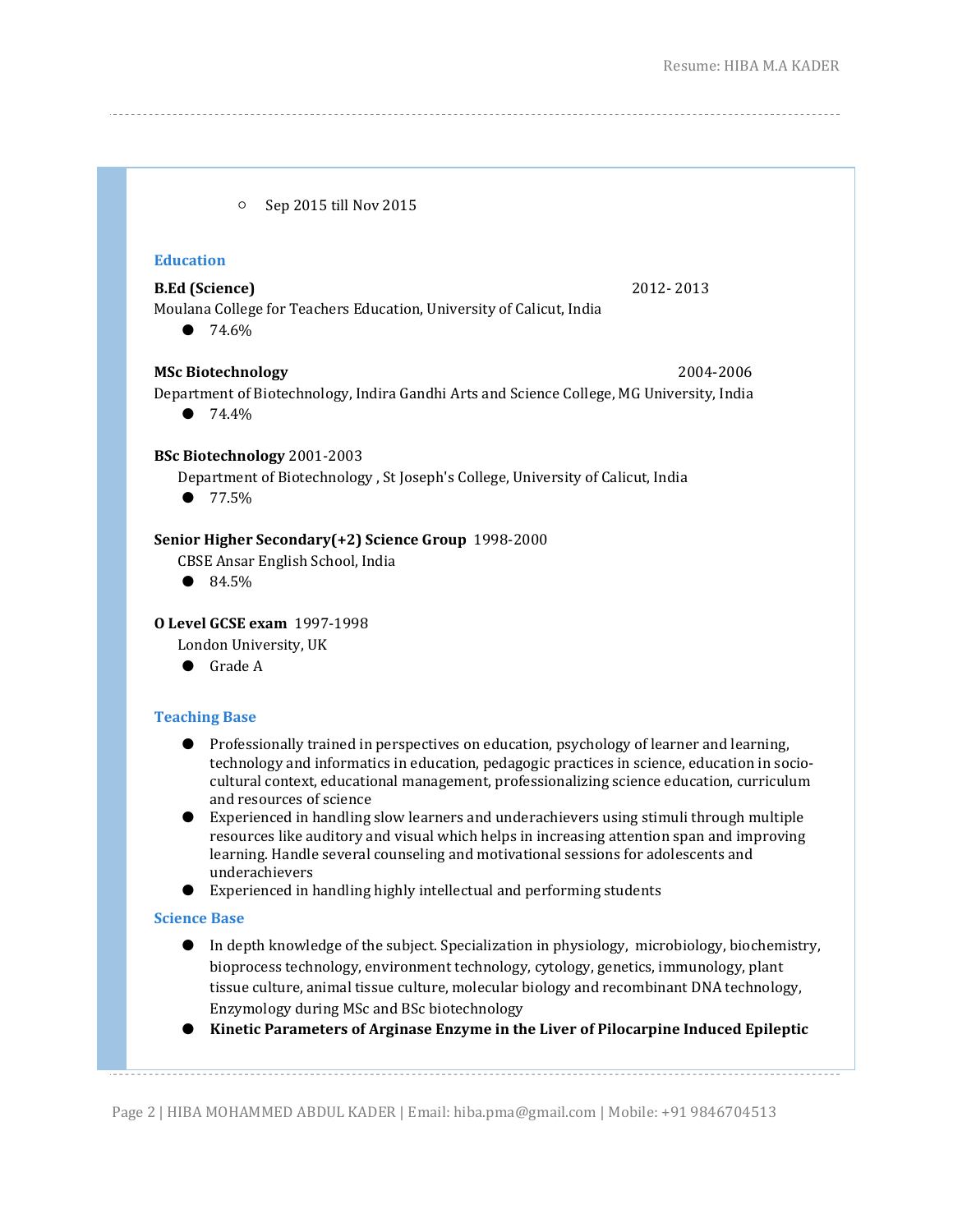- Sep 2015 till Nov 2015

## Education

**B.Ed (Science)** 2012- 2013
Moulana College for Teachers Education, University of Calicut, India

- 74.6%

**MSc Biotechnology** 2004-2006
Department of Biotechnology, Indira Gandhi Arts and Science College, MG University, India

- 74.4%

**BSc Biotechnology** 2001-2003
Department of Biotechnology , St Joseph's College, University of Calicut, India

- 77.5%

**Senior Higher Secondary(+2) Science Group** 1998-2000
CBSE Ansar English School, India

- 84.5%

**O Level GCSE exam** 1997-1998
London University, UK

- Grade A

## Teaching Base

- Professionally trained in perspectives on education, psychology of learner and learning, technology and informatics in education, pedagogic practices in science, education in socio-cultural context, educational management, professionalizing science education, curriculum and resources of science
- Experienced in handling slow learners and underachievers using stimuli through multiple resources like auditory and visual which helps in increasing attention span and improving learning. Handle several counseling and motivational sessions for adolescents and underachievers
- Experienced in handling highly intellectual and performing students

## Science Base

- In depth knowledge of the subject. Specialization in physiology, microbiology, biochemistry, bioprocess technology, environment technology, cytology, genetics, immunology, plant tissue culture, animal tissue culture, molecular biology and recombinant DNA technology, Enzymology during MSc and BSc biotechnology
- **Kinetic Parameters of Arginase Enzyme in the Liver of Pilocarpine Induced Epileptic**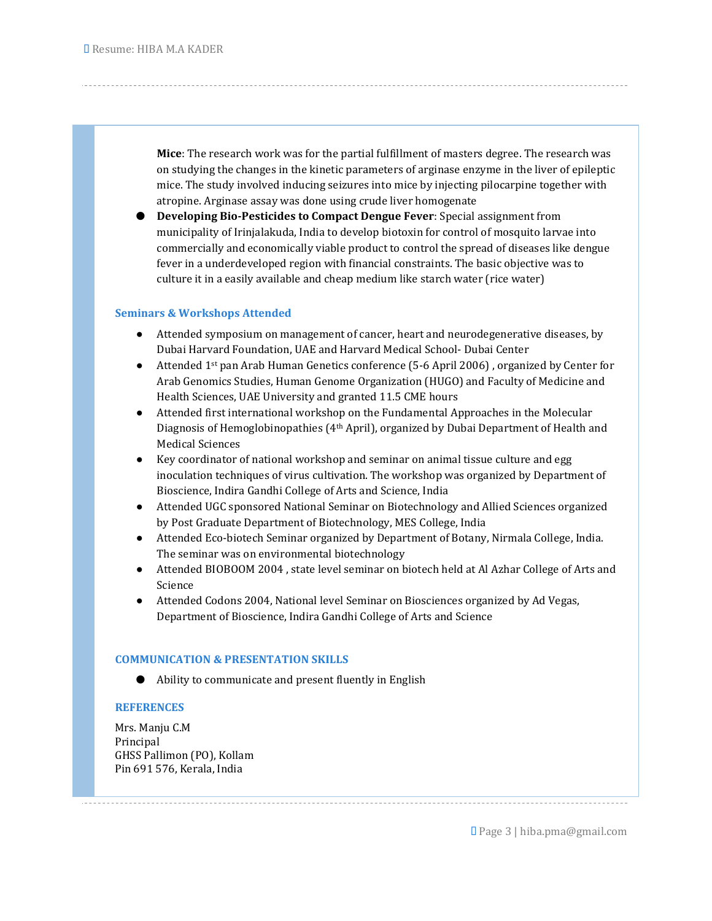**Mice**: The research work was for the partial fulfillment of masters degree. The research was on studying the changes in the kinetic parameters of arginase enzyme in the liver of epileptic mice. The study involved inducing seizures into mice by injecting pilocarpine together with atropine. Arginase assay was done using crude liver homogenate

- **Developing Bio-Pesticides to Compact Dengue Fever**: Special assignment from municipality of Irinjalakuda, India to develop biotoxin for control of mosquito larvae into commercially and economically viable product to control the spread of diseases like dengue fever in a underdeveloped region with financial constraints. The basic objective was to culture it in a easily available and cheap medium like starch water (rice water)

### Seminars & Workshops Attended

- Attended symposium on management of cancer, heart and neurodegenerative diseases, by Dubai Harvard Foundation, UAE and Harvard Medical School- Dubai Center
- Attended 1st pan Arab Human Genetics conference (5-6 April 2006) , organized by Center for Arab Genomics Studies, Human Genome Organization (HUGO) and Faculty of Medicine and Health Sciences, UAE University and granted 11.5 CME hours
- Attended first international workshop on the Fundamental Approaches in the Molecular Diagnosis of Hemoglobinopathies (4th April), organized by Dubai Department of Health and Medical Sciences
- Key coordinator of national workshop and seminar on animal tissue culture and egg inoculation techniques of virus cultivation. The workshop was organized by Department of Bioscience, Indira Gandhi College of Arts and Science, India
- Attended UGC sponsored National Seminar on Biotechnology and Allied Sciences organized by Post Graduate Department of Biotechnology, MES College, India
- Attended Eco-biotech Seminar organized by Department of Botany, Nirmala College, India. The seminar was on environmental biotechnology
- Attended BIOBOOM 2004 , state level seminar on biotech held at Al Azhar College of Arts and Science
- Attended Codons 2004, National level Seminar on Biosciences organized by Ad Vegas, Department of Bioscience, Indira Gandhi College of Arts and Science

### COMMUNICATION & PRESENTATION SKILLS

- Ability to communicate and present fluently in English

### REFERENCES

Mrs. Manju C.M
Principal
GHSS Pallimon (PO), Kollam
Pin 691 576, Kerala, India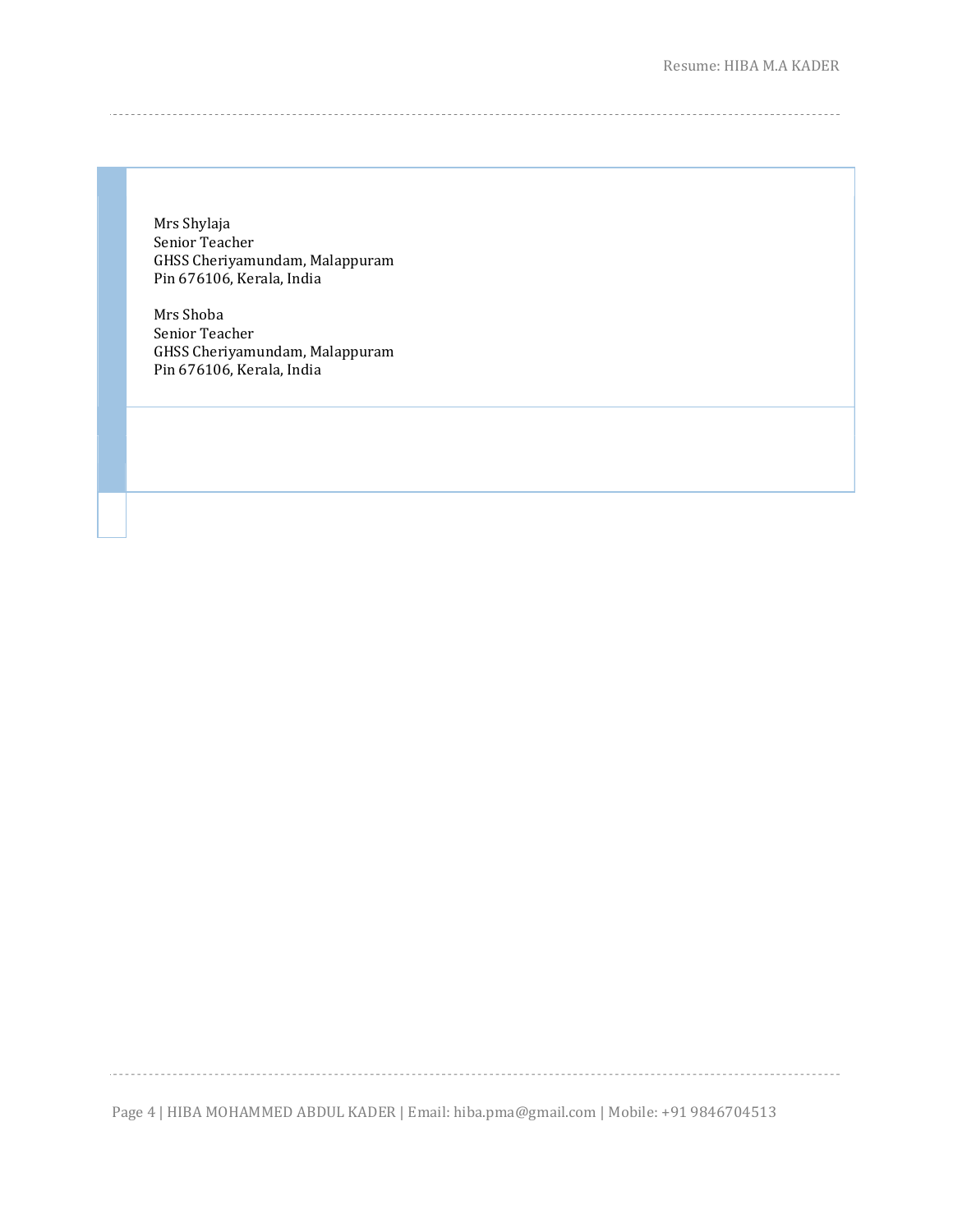Mrs Shylaja
Senior Teacher
GHSS Cheriyamundam, Malappuram
Pin 676106, Kerala, India

Mrs Shoba
Senior Teacher
GHSS Cheriyamundam, Malappuram
Pin 676106, Kerala, India